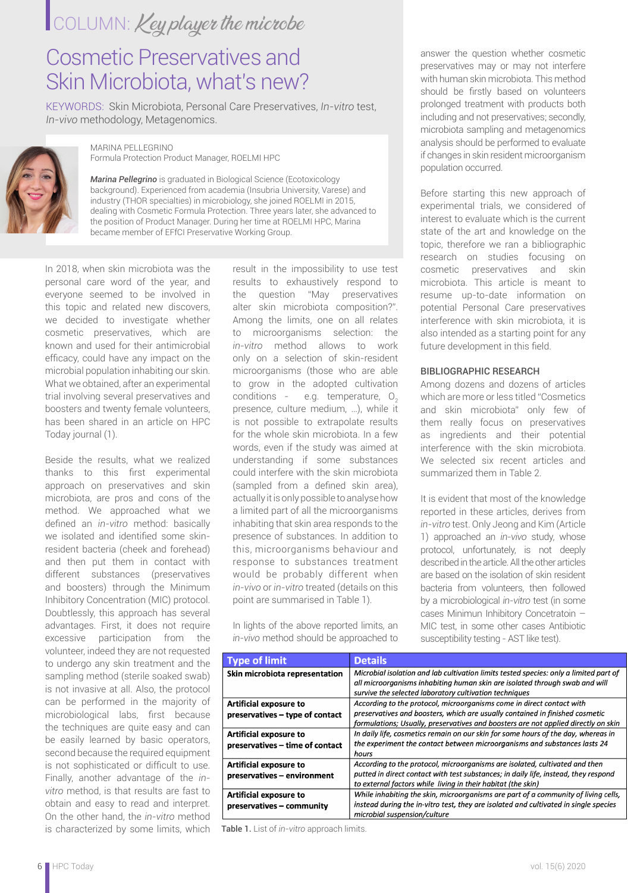COLUMN: *Key player the microbe*

# Cosmetic Preservatives and Skin Microbiota, what's new?

KEYWORDS: Skin Microbiota, Personal Care Preservatives, *In-vitro* test, *In-vivo* methodology, Metagenomics.

MARINA PELLEGRINO
Formula Protection Product Manager, ROELMI HPC

***Marina Pellegrino*** is graduated in Biological Science (Ecotoxicology background). Experienced from academia (Insubria University, Varese) and industry (THOR specialties) in microbiology, she joined ROELMI in 2015, dealing with Cosmetic Formula Protection. Three years later, she advanced to the position of Product Manager. During her time at ROELMI HPC, Marina became member of EFfCI Preservative Working Group.

In 2018, when skin microbiota was the personal care word of the year, and everyone seemed to be involved in this topic and related new discovers, we decided to investigate whether cosmetic preservatives, which are known and used for their antimicrobial efficacy, could have any impact on the microbial population inhabiting our skin. What we obtained, after an experimental trial involving several preservatives and boosters and twenty female volunteers, has been shared in an article on HPC Today journal (1).

Beside the results, what we realized thanks to this first experimental approach on preservatives and skin microbiota, are pros and cons of the method. We approached what we defined an *in-vitro* method: basically we isolated and identified some skin-resident bacteria (cheek and forehead) and then put them in contact with different substances (preservatives and boosters) through the Minimum Inhibitory Concentration (MIC) protocol. Doubtlessly, this approach has several advantages. First, it does not require excessive participation from the volunteer, indeed they are not requested to undergo any skin treatment and the sampling method (sterile soaked swab) is not invasive at all. Also, the protocol can be performed in the majority of microbiological labs, first because the techniques are quite easy and can be easily learned by basic operators, second because the required equipment is not sophisticated or difficult to use. Finally, another advantage of the *in-vitro* method, is that results are fast to obtain and easy to read and interpret. On the other hand, the *in-vitro* method is characterized by some limits, which result in the impossibility to use test results to exhaustively respond to the question "May preservatives alter skin microbiota composition?". Among the limits, one on all relates to microorganisms selection: the *in-vitro* method allows to work only on a selection of skin-resident microorganisms (those who are able to grow in the adopted cultivation conditions - e.g. temperature, $O_2$ presence, culture medium, …), while it is not possible to extrapolate results for the whole skin microbiota. In a few words, even if the study was aimed at understanding if some substances could interfere with the skin microbiota (sampled from a defined skin area), actually it is only possible to analyse how a limited part of all the microorganisms inhabiting that skin area responds to the presence of substances. In addition to this, microorganisms behaviour and response to substances treatment would be probably different when *in-vivo* or *in-vitro* treated (details on this point are summarised in Table 1).

In lights of the above reported limits, an *in-vivo* method should be approached to answer the question whether cosmetic preservatives may or may not interfere with human skin microbiota. This method should be firstly based on volunteers prolonged treatment with products both including and not preservatives; secondly, microbiota sampling and metagenomics analysis should be performed to evaluate if changes in skin resident microorganism population occurred.

Before starting this new approach of experimental trials, we considered of interest to evaluate which is the current state of the art and knowledge on the topic, therefore we ran a bibliographic research on studies focusing on cosmetic preservatives and skin microbiota. This article is meant to resume up-to-date information on potential Personal Care preservatives interference with skin microbiota, it is also intended as a starting point for any future development in this field.

## BIBLIOGRAPHIC RESEARCH

Among dozens and dozens of articles which are more or less titled "Cosmetics and skin microbiota" only few of them really focus on preservatives as ingredients and their potential interference with the skin microbiota. We selected six recent articles and summarized them in Table 2.

It is evident that most of the knowledge reported in these articles, derives from *in-vitro* test. Only Jeong and Kim (Article 1) approached an *in-vivo* study, whose protocol, unfortunately, is not deeply described in the article. All the other articles are based on the isolation of skin resident bacteria from volunteers, then followed by a microbiological *in-vitro* test (in some cases Minimun Inhibitory Concetratoin – MIC test, in some other cases Antibiotic susceptibility testing - AST like test).

| Type of limit | Details |
|---|---|
| **Skin microbiota representation** | *Microbial isolation and lab cultivation limits tested species: only a limited part of all microorganisms inhabiting human skin are isolated through swab and will survive the selected laboratory cultivation techniques* |
| **Artificial exposure to preservatives – type of contact** | *According to the protocol, microorganisms come in direct contact with preservatives and boosters, which are usually contained in finished cosmetic formulations; Usually, preservatives and boosters are not applied directly on skin* |
| **Artificial exposure to preservatives – time of contact** | *In daily life, cosmetics remain on our skin for some hours of the day, whereas in the experiment the contact between microorganisms and substances lasts 24 hours* |
| **Artificial exposure to preservatives – environment** | *According to the protocol, microorganisms are isolated, cultivated and then putted in direct contact with test substances; in daily life, instead, they respond to external factors while living in their habitat (the skin)* |
| **Artificial exposure to preservatives – community** | *While inhabiting the skin, microorganisms are part of a community of living cells, instead during the in-vitro test, they are isolated and cultivated in single species microbial suspension/culture* |

**Table 1.** List of *in-vitro* approach limits.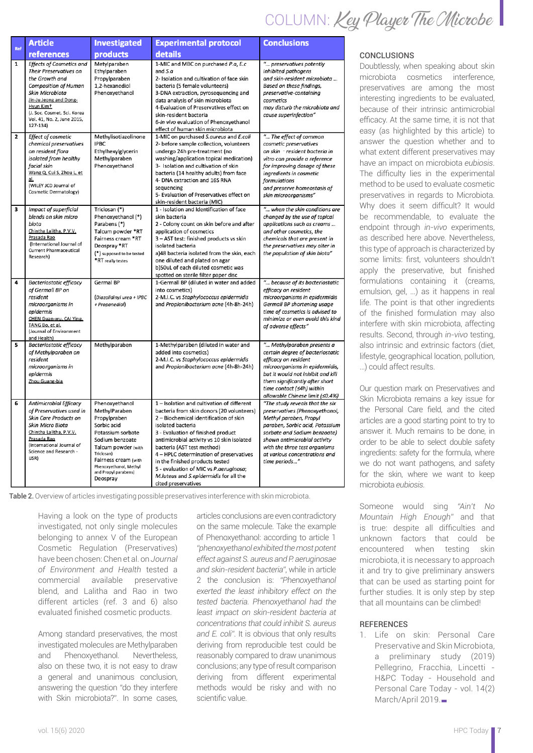| Ref | Article references | Investigated products | Experimental protocol details | Conclusions |
|---|---|---|---|---|
| 1 | *Effects of Cosmetics and Their Preservatives on the Growth and Composition of Human Skin Microbiota* Jin-Ju Jeong and Dong-Hyun Kim† (J. Soc. Cosmet. Sci. Korea Vol. 41, No. 2, June 2015, 127-134) | Metylparaben Ethylparaben Propylparaben 1,2-hexanediol Phenoxyethanol | 1-MIC and MBC on purchased *P.a*, *E.c* and *S.a* 2- Isolation and cultivation of face skin bacteria (5 female volunteers) 3-DNA extraction, pyrosequencing and data analysis of skin microbiota 4-Evaluation of Preservatives effect on skin-resident bacteria 6-*in vivo* evaluation of Phenoxyethanol effect of human skin microbiota | *"... preservatives potently inhibited pathogens and skin-resident microbiota ... Based on these findings, preservative-containing cosmetics may disturb the microbiota and cause superinfection"* |
| 2 | *Effect of cosmetic chemical preservatives on resident flora isolated from healthy facial skin* Wang Q, Cui S, Zhou L, et al. (WILEY JCD Journal of Cosmetic Dermatology) | Methylisotiazolinone IPBC Ethylhexylglycerin Methylparaben Phenoxyethanol | 1-MIC on purchased *S.aureus* and *E.coli* 2- before sample collection, volunteers undergo 24h pre-treatment (no washing/application topical medication) 3- Isolation and cultivation of skin bacteria (14 healthy adults) from face 4- DNA extraction and 16S RNA sequencing 5- Evaluation of Preservatives effect on skin-resident bacteria (MIC) | *"... The effect of common cosmetic preservatives on skin - resident bacteria in vitro can provide a reference for improving dosage of these ingredients in cosmetic formulations and preserve homeostasis of skin microorganisms"* |
| 3 | *Impact of superficial blends on skin micro biota* Chintha Lalitha, P.V.V. Prasada Rao (International Journal of Current Pharmaceutical Research) | Triclosan (\*) Phenoxyethanol (\*) Parabens (\*) Talcum powder \*RT Fairness cream \*RT Deospray \*RT (\*) supposed to be tested \*RT really testes | 1 - Isolation and Identification of face skin bacteria 2 - Colony count on skin before and after application of cosmetics 3 – AST test: finished products vs skin isolated bacteria a)48 bacteria isolated from the skin, each one diluted and plated on agar b)50uL of each diluted cosmetic was spotted on sterile filter paper disc | *"... when the skin conditions are changed by the use of topical applications such as creams ... and other cosmetics, the chemicals that are present in the preservatives may alter in the population of skin biota"* |
| 4 | *Bacteriostatic efficacy of Germall BP on resident microorganisms in epidermis* CHEN Guan-wu, CAI Ying, TANG Bo, et al. (Journal of Environment and Health) | Germal BP (*Diazolidinyl urea + IPBC + Propanediol*) | 1-Germall BP (diluted in water and added into cosmetics) 2-M.I.C. vs *Staphylococcus epidermidis* and *Propionibacterium acne* (4h-8h-24h) | *"... because of its bacteriostatic efficacy on resident microorganisms in epidermis Germall BP shortening usage time of cosmetics is advised to minimize or even avoid this kind of adverse effects"* |
| 5 | *Bacteriostatic efficacy of Methylparaben on resident microorganisms in epidermis* Zhou Guang-bia | Methylparaben | 1-Methylparaben (diluted in water and added into cosmetics) 2-M.I.C. vs *Staphylococcus epidermidis* and *Propionibacterium acne* (4h-8h-24h) | *"... Methylparaben presents a certain degree of bacteriostatic efficacy on resident microorganisms in epidermidis, but it would not inhibit and kill them significantly after short time contact (≤4h) within allowable Chinese limit (≤0.4%)* |
| 6 | *Antimicrobial Efficacy of Preservatives used in Skin Care Products on Skin Micro Biota* Chintha Lalitha, P.V.V. Prasada Rao (International Journal of Science and Research - IJSR) | Phenoxyethanol MethylParaben Propylpraben Sorbic acid Potassium sorbate Sodium benzoate Talcum powder (with Triclosan) Fairness cream (with Phenoxyethanol, Methyl and Propyl parabens) Deospray | 1 – Isolation and cultivation of different bacteria from skin donors (20 volunteers) 2 – Biochemical identification of skin isolated bacteria 3 - Evaluation of finished product antimicrobial activity vs 10 skin isolated bacteria (AST test method) 4 – HPLC determination of preservatives in the finished products tested 5 - evaluation of MIC vs *P.aeruginosa*; *M.luteus* and *S.epidermidis* for all the cited preservatives | *"The study reveals that the six preservatives (Phenoxyethanol, Methyl paraben, Propyl paraben, Sorbic acid, Potassium sorbate and Sodium benzoate) shown antimicrobial activity with the three test organisms at various concentrations and time periods..."* |

Table 2. Overview of articles investigating possible preservatives interference with skin microbiota.

Having a look on the type of products investigated, not only single molecules belonging to annex V of the European Cosmetic Regulation (Preservatives) have been chosen: Chen et al. on *Journal of Environment and Health* tested a commercial available preservative blend, and Lalitha and Rao in two different articles (ref. 3 and 6) also evaluated finished cosmetic products.

Among standard preservatives, the most investigated molecules are Methylparaben and Phenoxyethanol. Nevertheless, also on these two, it is not easy to draw a general and unanimous conclusion, answering the question "do they interfere with Skin microbiota?". In some cases, articles conclusions are even contradictory on the same molecule. Take the example of Phenoxyethanol: according to article 1 *"phenoxyethanol exhibited the most potent effect against S. aureus and P. aeruginosae and skin-resident bacteria"*, while in article 2 the conclusion is: *"Phenoxyethanol exerted the least inhibitory effect on the tested bacteria. Phenoxyethanol had the least impact on skin-resident bacteria at concentrations that could inhibit S. aureus and E. coli"*. It is obvious that only results deriving from reproducible test could be reasonably compared to draw unanimous conclusions; any type of result comparison deriving from different experimental methods would be risky and with no scientific value.

## CONCLUSIONS

Doubtlessly, when speaking about skin microbiota cosmetics interference, preservatives are among the most interesting ingredients to be evaluated, because of their intrinsic antimicrobial efficacy. At the same time, it is not that easy (as highlighted by this article) to answer the question whether and to what extent different preservatives may have an impact on microbiota *eubiosis*. The difficulty lies in the experimental method to be used to evaluate cosmetic preservatives in regards to Microbiota. Why does it seem difficult? It would be recommendable, to evaluate the endpoint through *in-vivo* experiments, as described here above. Nevertheless, this type of approach is characterized by some limits: first, volunteers shouldn't apply the preservative, but finished formulations containing it (creams, emulsion, gel, ...) as it happens in real life. The point is that other ingredients of the finished formulation may also interfere with skin microbiota, affecting results. Second, through *in-vivo* testing, also intrinsic and extrinsic factors (diet, lifestyle, geographical location, pollution, ...) could affect results.

Our question mark on Preservatives and Skin Microbiota remains a key issue for the Personal Care field, and the cited articles are a good starting point to try to answer it. Much remains to be done, in order to be able to select double safety ingredients: safety for the formula, where we do not want pathogens, and safety for the skin, where we want to keep microbiota *eubiosis*.

Someone would sing *"Ain't No Mountain High Enough"* and that is true: despite all difficulties and unknown factors that could be encountered when testing skin microbiota, it is necessary to approach it and try to give preliminary answers that can be used as starting point for further studies. It is only step by step that all mountains can be climbed!

## REFERENCES

1. Life on skin: Personal Care Preservative and Skin Microbiota, a preliminary study (2019) Pellegrino, Fracchia, Lincetti - H&PC Today - Household and Personal Care Today - vol. 14(2) March/April 2019.